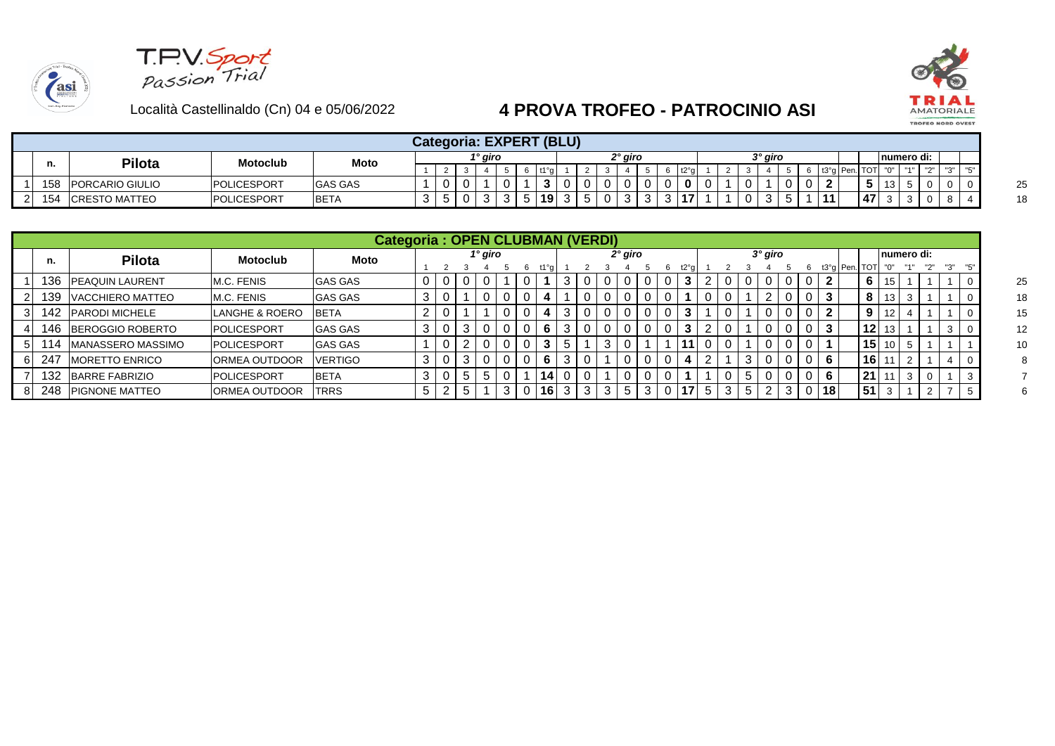T.P.V. Sport Passion Trial

Località Castellinaldo (Cn) 04 e 05/06/2022

# 4 PROVA TROFEO - PATROCINIO ASI

TRIAL AMATORIALE TROFEO NORD OVEST

## Categoria: EXPERT (BLU)

| | n. | Pilota | Motoclub | Moto | 1° giro | | | | | | | 2° giro | | | | | | | 3° giro | | | | | | | | | numero di: | | | | | |
|---|---|---|---|---|---|---|---|---|---|---|---|---|---|---|---|---|---|---|---|---|---|---|---|---|---|---|---|---|---|---|---|---|---|
| | | | | | 1 | 2 | 3 | 4 | 5 | 6 | t1°g | 1 | 2 | 3 | 4 | 5 | 6 | t2°g | 1 | 2 | 3 | 4 | 5 | 6 | t3°g | Pen. | TOT | "0" | "1" | "2" | "3" | "5" | |
| 1 | 158 | PORCARIO GIULIO | POLICESPORT | GAS GAS | 1 | 0 | 0 | 1 | 0 | 1 | **3** | 0 | 0 | 0 | 0 | 0 | 0 | **0** | 0 | 1 | 0 | 1 | 0 | 0 | **2** | | **5** | 13 | 5 | 0 | 0 | 0 | 25 |
| 2 | 154 | CRESTO MATTEO | POLICESPORT | BETA | 3 | 5 | 0 | 3 | 3 | 5 | **19** | 3 | 5 | 0 | 3 | 3 | 3 | **17** | 1 | 1 | 0 | 3 | 5 | 1 | **11** | | **47** | 3 | 3 | 0 | 8 | 4 | 18 |

## Categoria : OPEN CLUBMAN (VERDI)

| | n. | Pilota | Motoclub | Moto | 1° giro | | | | | | | 2° giro | | | | | | | 3° giro | | | | | | | | | numero di: | | | | | |
|---|---|---|---|---|---|---|---|---|---|---|---|---|---|---|---|---|---|---|---|---|---|---|---|---|---|---|---|---|---|---|---|---|---|
| | | | | | 1 | 2 | 3 | 4 | 5 | 6 | t1°g | 1 | 2 | 3 | 4 | 5 | 6 | t2°g | 1 | 2 | 3 | 4 | 5 | 6 | t3°g | Pen. | TOT | "0" | "1" | "2" | "3" | "5" | |
| 1 | 136 | PEAQUIN LAURENT | M.C. FENIS | GAS GAS | 0 | 0 | 0 | 0 | 1 | 0 | **1** | 3 | 0 | 0 | 0 | 0 | 0 | **3** | 2 | 0 | 0 | 0 | 0 | 0 | **2** | | **6** | 15 | 1 | 1 | 1 | 0 | 25 |
| 2 | 139 | VACCHIERO MATTEO | M.C. FENIS | GAS GAS | 3 | 0 | 1 | 0 | 0 | 0 | **4** | 1 | 0 | 0 | 0 | 0 | 0 | **1** | 0 | 0 | 1 | 2 | 0 | 0 | **3** | | **8** | 13 | 3 | 1 | 1 | 0 | 18 |
| 3 | 142 | PARODI MICHELE | LANGHE & ROERO | BETA | 2 | 0 | 1 | 1 | 0 | 0 | **4** | 3 | 0 | 0 | 0 | 0 | 0 | **3** | 1 | 0 | 1 | 0 | 0 | 0 | **2** | | **9** | 12 | 4 | 1 | 1 | 0 | 15 |
| 4 | 146 | BEROGGIO ROBERTO | POLICESPORT | GAS GAS | 3 | 0 | 3 | 0 | 0 | 0 | **6** | 3 | 0 | 0 | 0 | 0 | 0 | **3** | 2 | 0 | 1 | 0 | 0 | 0 | **3** | | **12** | 13 | 1 | 1 | 3 | 0 | 12 |
| 5 | 114 | MANASSERO MASSIMO | POLICESPORT | GAS GAS | 1 | 0 | 2 | 0 | 0 | 0 | **3** | 5 | 1 | 3 | 0 | 1 | 1 | **11** | 0 | 0 | 1 | 0 | 0 | 0 | **1** | | **15** | 10 | 5 | 1 | 1 | 1 | 10 |
| 6 | 247 | MORETTO ENRICO | ORMEA OUTDOOR | VERTIGO | 3 | 0 | 3 | 0 | 0 | 0 | **6** | 3 | 0 | 1 | 0 | 0 | 0 | **4** | 2 | 1 | 3 | 0 | 0 | 0 | **6** | | **16** | 11 | 2 | 1 | 4 | 0 | 8 |
| 7 | 132 | BARRE FABRIZIO | POLICESPORT | BETA | 3 | 0 | 5 | 5 | 0 | 1 | **14** | 0 | 0 | 1 | 0 | 0 | 0 | **1** | 1 | 0 | 5 | 0 | 0 | 0 | **6** | | **21** | 11 | 3 | 0 | 1 | 3 | 7 |
| 8 | 248 | PIGNONE MATTEO | ORMEA OUTDOOR | TRRS | 5 | 2 | 5 | 1 | 3 | 0 | **16** | 3 | 3 | 3 | 5 | 3 | 0 | **17** | 5 | 3 | 5 | 2 | 3 | 0 | **18** | | **51** | 3 | 1 | 2 | 7 | 5 | 6 |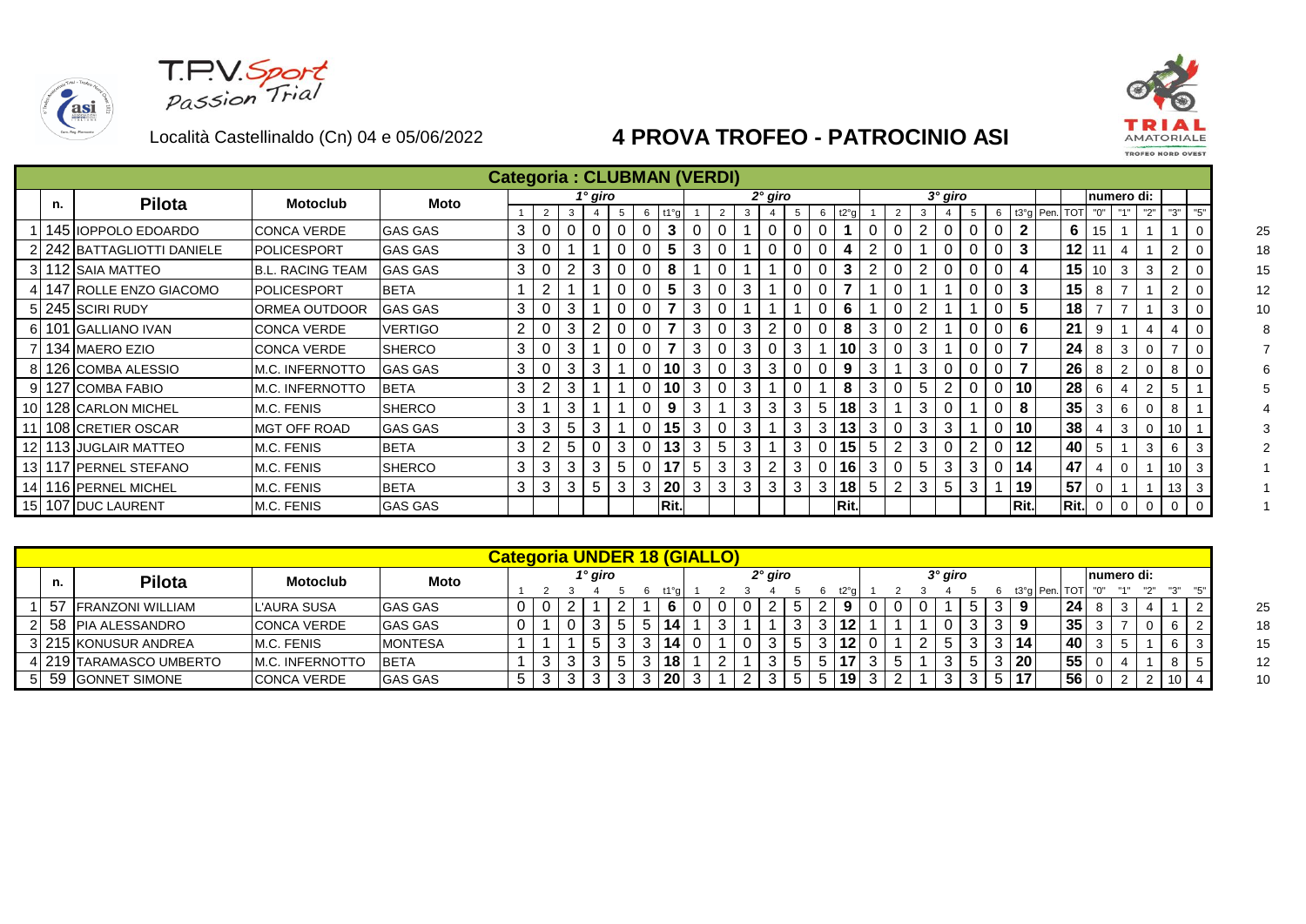Località Castellinaldo (Cn) 04 e 05/06/2022

# 4 PROVA TROFEO - PATROCINIO ASI

## Categoria : CLUBMAN (VERDI)

| | n. | Pilota | Motoclub | Moto | 1° giro 1 | 2 | 3 | 4 | 5 | 6 | t1°g | 2° giro 1 | 2 | 3 | 4 | 5 | 6 | t2°g | 3° giro 1 | 2 | 3 | 4 | 5 | 6 | t3°g | Pen. | TOT | numero di: "0" | "1" | "2" | "3" | "5" | |
|---|---|---|---|---|---|---|---|---|---|---|---|---|---|---|---|---|---|---|---|---|---|---|---|---|---|---|---|---|---|---|---|---|---|
| 1 | 145 | IOPPOLO EDOARDO | CONCA VERDE | GAS GAS | 3 | 0 | 0 | 0 | 0 | 0 | 3 | 0 | 0 | 1 | 0 | 0 | 0 | 1 | 0 | 0 | 2 | 0 | 0 | 0 | 2 | | 6 | 15 | 1 | 1 | 1 | 0 | 25 |
| 2 | 242 | BATTAGLIOTTI DANIELE | POLICESPORT | GAS GAS | 3 | 0 | 1 | 1 | 0 | 0 | 5 | 3 | 0 | 1 | 0 | 0 | 0 | 4 | 2 | 0 | 1 | 0 | 0 | 0 | 3 | | 12 | 11 | 4 | 1 | 2 | 0 | 18 |
| 3 | 112 | SAIA MATTEO | B.L. RACING TEAM | GAS GAS | 3 | 0 | 2 | 3 | 0 | 0 | 8 | 1 | 0 | 1 | 1 | 0 | 0 | 3 | 2 | 0 | 2 | 0 | 0 | 0 | 4 | | 15 | 10 | 3 | 3 | 2 | 0 | 15 |
| 4 | 147 | ROLLE ENZO GIACOMO | POLICESPORT | BETA | 1 | 2 | 1 | 1 | 0 | 0 | 5 | 3 | 0 | 3 | 1 | 0 | 0 | 7 | 1 | 0 | 1 | 1 | 0 | 0 | 3 | | 15 | 8 | 7 | 1 | 2 | 0 | 12 |
| 5 | 245 | SCIRI RUDY | ORMEA OUTDOOR | GAS GAS | 3 | 0 | 3 | 1 | 0 | 0 | 7 | 3 | 0 | 1 | 1 | 1 | 0 | 6 | 1 | 0 | 2 | 1 | 1 | 0 | 5 | | 18 | 7 | 7 | 1 | 3 | 0 | 10 |
| 6 | 101 | GALLIANO IVAN | CONCA VERDE | VERTIGO | 2 | 0 | 3 | 2 | 0 | 0 | 7 | 3 | 0 | 3 | 2 | 0 | 0 | 8 | 3 | 0 | 2 | 1 | 0 | 0 | 6 | | 21 | 9 | 1 | 4 | 4 | 0 | 8 |
| 7 | 134 | MAERO EZIO | CONCA VERDE | SHERCO | 3 | 0 | 3 | 1 | 0 | 0 | 7 | 3 | 0 | 3 | 0 | 3 | 1 | 10 | 3 | 0 | 3 | 1 | 0 | 0 | 7 | | 24 | 8 | 3 | 0 | 7 | 0 | 7 |
| 8 | 126 | COMBA ALESSIO | M.C. INFERNOTTO | GAS GAS | 3 | 0 | 3 | 3 | 1 | 0 | 10 | 3 | 0 | 3 | 3 | 0 | 0 | 9 | 3 | 1 | 3 | 0 | 0 | 0 | 7 | | 26 | 8 | 2 | 0 | 8 | 0 | 6 |
| 9 | 127 | COMBA FABIO | M.C. INFERNOTTO | BETA | 3 | 2 | 3 | 1 | 1 | 0 | 10 | 3 | 0 | 3 | 1 | 0 | 1 | 8 | 3 | 0 | 5 | 2 | 0 | 0 | 10 | | 28 | 6 | 4 | 2 | 5 | 1 | 5 |
| 10 | 128 | CARLON MICHEL | M.C. FENIS | SHERCO | 3 | 1 | 3 | 1 | 1 | 0 | 9 | 3 | 1 | 3 | 3 | 3 | 5 | 18 | 3 | 1 | 3 | 0 | 1 | 0 | 8 | | 35 | 3 | 6 | 0 | 8 | 1 | 4 |
| 11 | 108 | CRETIER OSCAR | MGT OFF ROAD | GAS GAS | 3 | 3 | 5 | 3 | 1 | 0 | 15 | 3 | 0 | 3 | 1 | 3 | 3 | 13 | 3 | 0 | 3 | 3 | 1 | 0 | 10 | | 38 | 4 | 3 | 0 | 10 | 1 | 3 |
| 12 | 113 | JUGLAIR MATTEO | M.C. FENIS | BETA | 3 | 2 | 5 | 0 | 3 | 0 | 13 | 3 | 5 | 3 | 1 | 3 | 0 | 15 | 5 | 2 | 3 | 0 | 2 | 0 | 12 | | 40 | 5 | 1 | 3 | 6 | 3 | 2 |
| 13 | 117 | PERNEL STEFANO | M.C. FENIS | SHERCO | 3 | 3 | 3 | 3 | 5 | 0 | 17 | 5 | 3 | 3 | 2 | 3 | 0 | 16 | 3 | 0 | 5 | 3 | 3 | 0 | 14 | | 47 | 4 | 0 | 1 | 10 | 3 | 1 |
| 14 | 116 | PERNEL MICHEL | M.C. FENIS | BETA | 3 | 3 | 3 | 5 | 3 | 3 | 20 | 3 | 3 | 3 | 3 | 3 | 3 | 18 | 5 | 2 | 3 | 5 | 3 | 1 | 19 | | 57 | 0 | 1 | 1 | 13 | 3 | 1 |
| 15 | 107 | DUC LAURENT | M.C. FENIS | GAS GAS | | | | | | | Rit. | | | | | | | Rit. | | | | | | | Rit. | | Rit. | 0 | 0 | 0 | 0 | 0 | 1 |

## Categoria UNDER 18 (GIALLO)

| | n. | Pilota | Motoclub | Moto | 1° giro 1 | 2 | 3 | 4 | 5 | 6 | t1°g | 2° giro 1 | 2 | 3 | 4 | 5 | 6 | t2°g | 3° giro 1 | 2 | 3 | 4 | 5 | 6 | t3°g | Pen. | TOT | numero di: "0" | "1" | "2" | "3" | "5" | |
|---|---|---|---|---|---|---|---|---|---|---|---|---|---|---|---|---|---|---|---|---|---|---|---|---|---|---|---|---|---|---|---|---|---|
| 1 | 57 | FRANZONI WILLIAM | L'AURA SUSA | GAS GAS | 0 | 0 | 2 | 1 | 2 | 1 | 6 | 0 | 0 | 0 | 2 | 5 | 2 | 9 | 0 | 0 | 0 | 1 | 5 | 3 | 9 | | 24 | 8 | 3 | 4 | 1 | 2 | 25 |
| 2 | 58 | PIA ALESSANDRO | CONCA VERDE | GAS GAS | 0 | 1 | 0 | 3 | 5 | 5 | 14 | 1 | 3 | 1 | 1 | 3 | 3 | 12 | 1 | 1 | 1 | 0 | 3 | 3 | 9 | | 35 | 3 | 7 | 0 | 6 | 2 | 18 |
| 3 | 215 | KONUSUR ANDREA | M.C. FENIS | MONTESA | 1 | 1 | 1 | 5 | 3 | 3 | 14 | 0 | 1 | 0 | 3 | 5 | 3 | 12 | 0 | 1 | 2 | 5 | 3 | 3 | 14 | | 40 | 3 | 5 | 1 | 6 | 3 | 15 |
| 4 | 219 | TARAMASCO UMBERTO | M.C. INFERNOTTO | BETA | 1 | 3 | 3 | 3 | 5 | 3 | 18 | 1 | 2 | 1 | 3 | 5 | 5 | 17 | 3 | 5 | 1 | 3 | 5 | 3 | 20 | | 55 | 0 | 4 | 1 | 8 | 5 | 12 |
| 5 | 59 | GONNET SIMONE | CONCA VERDE | GAS GAS | 5 | 3 | 3 | 3 | 3 | 3 | 20 | 3 | 1 | 2 | 3 | 5 | 5 | 19 | 3 | 2 | 1 | 3 | 3 | 5 | 17 | | 56 | 0 | 2 | 2 | 10 | 4 | 10 |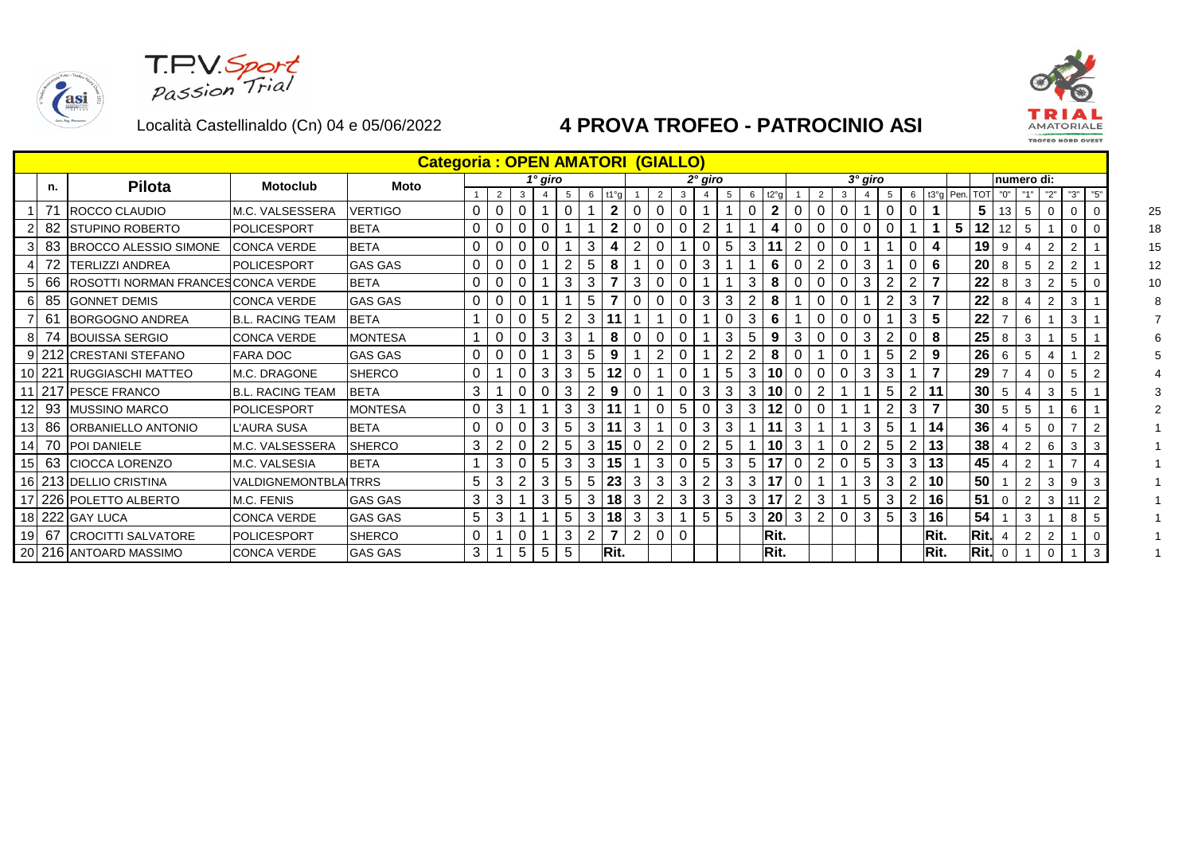T.P.V. Sport Passion Trial

Località Castellinaldo (Cn) 04 e 05/06/2022

# 4 PROVA TROFEO - PATROCINIO ASI

## Categoria : OPEN AMATORI (GIALLO)

| | n. | Pilota | Motoclub | Moto | 1° giro | | | | | | | 2° giro | | | | | | | 3° giro | | | | | | | | | numero di: | | | | | | |
|---|---|---|---|---|---|---|---|---|---|---|---|---|---|---|---|---|---|---|---|---|---|---|---|---|---|---|---|---|---|---|---|---|---|---|
| | | | | | 1 | 2 | 3 | 4 | 5 | 6 | t1°g | 1 | 2 | 3 | 4 | 5 | 6 | t2°g | 1 | 2 | 3 | 4 | 5 | 6 | t3°g | Pen. | TOT | "0" | "1" | "2" | "3" | "5" | |
| 1 | 71 | ROCCO CLAUDIO | M.C. VALSESSERA | VERTIGO | 0 | 0 | 0 | 1 | 0 | 1 | 2 | 0 | 0 | 0 | 1 | 1 | 0 | 2 | 0 | 0 | 0 | 1 | 0 | 0 | 1 | | 5 | 13 | 5 | 0 | 0 | 0 | 25 |
| 2 | 82 | STUPINO ROBERTO | POLICESPORT | BETA | 0 | 0 | 0 | 0 | 1 | 1 | 2 | 0 | 0 | 0 | 2 | 1 | 1 | 4 | 0 | 0 | 0 | 0 | 0 | 1 | 1 | 5 | 12 | 12 | 5 | 1 | 0 | 0 | 18 |
| 3 | 83 | BROCCO ALESSIO SIMONE | CONCA VERDE | BETA | 0 | 0 | 0 | 0 | 1 | 3 | 4 | 2 | 0 | 1 | 0 | 5 | 3 | 11 | 2 | 0 | 0 | 1 | 1 | 0 | 4 | | 19 | 9 | 4 | 2 | 2 | 1 | 15 |
| 4 | 72 | TERLIZZI ANDREA | POLICESPORT | GAS GAS | 0 | 0 | 0 | 1 | 2 | 5 | 8 | 1 | 0 | 0 | 3 | 1 | 1 | 6 | 0 | 2 | 0 | 3 | 1 | 0 | 6 | | 20 | 8 | 5 | 2 | 2 | 1 | 12 |
| 5 | 66 | ROSOTTI NORMAN FRANCES | CONCA VERDE | BETA | 0 | 0 | 0 | 1 | 3 | 3 | 7 | 3 | 0 | 0 | 1 | 1 | 3 | 8 | 0 | 0 | 0 | 3 | 2 | 2 | 7 | | 22 | 8 | 3 | 2 | 5 | 0 | 10 |
| 6 | 85 | GONNET DEMIS | CONCA VERDE | GAS GAS | 0 | 0 | 0 | 1 | 1 | 5 | 7 | 0 | 0 | 0 | 3 | 3 | 2 | 8 | 1 | 0 | 0 | 1 | 2 | 3 | 7 | | 22 | 8 | 4 | 2 | 3 | 1 | 8 |
| 7 | 61 | BORGOGNO ANDREA | B.L. RACING TEAM | BETA | 1 | 0 | 0 | 5 | 2 | 3 | 11 | 1 | 1 | 0 | 1 | 0 | 3 | 6 | 1 | 0 | 0 | 0 | 1 | 3 | 5 | | 22 | 7 | 6 | 1 | 3 | 1 | 7 |
| 8 | 74 | BOUISSA SERGIO | CONCA VERDE | MONTESA | 1 | 0 | 0 | 3 | 3 | 1 | 8 | 0 | 0 | 0 | 1 | 3 | 5 | 9 | 3 | 0 | 0 | 3 | 2 | 0 | 8 | | 25 | 8 | 3 | 1 | 5 | 1 | 6 |
| 9 | 212 | CRESTANI STEFANO | FARA DOC | GAS GAS | 0 | 0 | 0 | 1 | 3 | 5 | 9 | 1 | 2 | 0 | 1 | 2 | 2 | 8 | 0 | 1 | 0 | 1 | 5 | 2 | 9 | | 26 | 6 | 5 | 4 | 1 | 2 | 5 |
| 10 | 221 | RUGGIASCHI MATTEO | M.C. DRAGONE | SHERCO | 0 | 1 | 0 | 3 | 3 | 5 | 12 | 0 | 1 | 0 | 1 | 5 | 3 | 10 | 0 | 0 | 0 | 3 | 3 | 1 | 7 | | 29 | 7 | 4 | 0 | 5 | 2 | 4 |
| 11 | 217 | PESCE FRANCO | B.L. RACING TEAM | BETA | 3 | 1 | 0 | 0 | 3 | 2 | 9 | 0 | 1 | 0 | 3 | 3 | 3 | 10 | 0 | 2 | 1 | 1 | 5 | 2 | 11 | | 30 | 5 | 4 | 3 | 5 | 1 | 3 |
| 12 | 93 | MUSSINO MARCO | POLICESPORT | MONTESA | 0 | 3 | 1 | 1 | 3 | 3 | 11 | 1 | 0 | 5 | 0 | 3 | 3 | 12 | 0 | 0 | 1 | 1 | 2 | 3 | 7 | | 30 | 5 | 5 | 1 | 6 | 1 | 2 |
| 13 | 86 | ORBANIELLO ANTONIO | L'AURA SUSA | BETA | 0 | 0 | 0 | 3 | 5 | 3 | 11 | 3 | 1 | 0 | 3 | 3 | 1 | 11 | 3 | 1 | 1 | 3 | 5 | 1 | 14 | | 36 | 4 | 5 | 0 | 7 | 2 | 1 |
| 14 | 70 | POI DANIELE | M.C. VALSESSERA | SHERCO | 3 | 2 | 0 | 2 | 5 | 3 | 15 | 0 | 2 | 0 | 2 | 5 | 1 | 10 | 3 | 1 | 0 | 2 | 5 | 2 | 13 | | 38 | 4 | 2 | 6 | 3 | 3 | 1 |
| 15 | 63 | CIOCCA LORENZO | M.C. VALSESIA | BETA | 1 | 3 | 0 | 5 | 3 | 3 | 15 | 1 | 3 | 0 | 5 | 3 | 5 | 17 | 0 | 2 | 0 | 5 | 3 | 3 | 13 | | 45 | 4 | 2 | 1 | 7 | 4 | 1 |
| 16 | 213 | DELLIO CRISTINA | VALDIGNEMONTBLA | TRRS | 5 | 3 | 2 | 3 | 5 | 5 | 23 | 3 | 3 | 3 | 2 | 3 | 3 | 17 | 0 | 1 | 1 | 3 | 3 | 2 | 10 | | 50 | 1 | 2 | 3 | 9 | 3 | 1 |
| 17 | 226 | POLETTO ALBERTO | M.C. FENIS | GAS GAS | 3 | 3 | 1 | 3 | 5 | 3 | 18 | 3 | 2 | 3 | 3 | 3 | 3 | 17 | 2 | 3 | 1 | 5 | 3 | 2 | 16 | | 51 | 0 | 2 | 3 | 11 | 2 | 1 |
| 18 | 222 | GAY LUCA | CONCA VERDE | GAS GAS | 5 | 3 | 1 | 1 | 5 | 3 | 18 | 3 | 3 | 1 | 5 | 5 | 3 | 20 | 3 | 2 | 0 | 3 | 5 | 3 | 16 | | 54 | 1 | 3 | 1 | 8 | 5 | 1 |
| 19 | 67 | CROCITTI SALVATORE | POLICESPORT | SHERCO | 0 | 1 | 0 | 1 | 3 | 2 | 7 | 2 | 0 | 0 | | | | Rit. | | | | | | | Rit. | | Rit. | 4 | 2 | 2 | 1 | 0 | 1 |
| 20 | 216 | ANTOARD MASSIMO | CONCA VERDE | GAS GAS | 3 | 1 | 5 | 5 | 5 | | Rit. | | | | | | | Rit. | | | | | | | Rit. | | Rit. | 0 | 1 | 0 | 1 | 3 | 1 |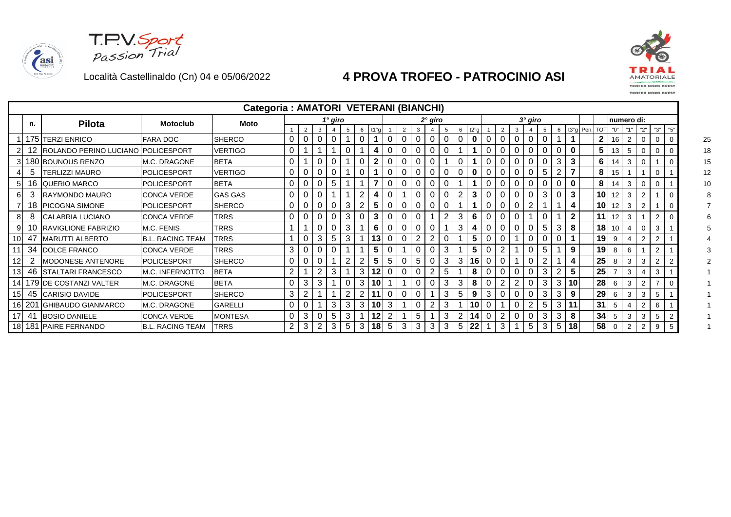T.P.V. Sport Passion Trial

Località Castellinaldo (Cn) 04 e 05/06/2022

# 4 PROVA TROFEO - PATROCINIO ASI

TRIAL AMATORIALE TROFEO NORD OVEST

## Categoria : AMATORI VETERANI (BIANCHI)

| | n. | Pilota | Motoclub | Moto | 1° giro | | | | | | | 2° giro | | | | | | | 3° giro | | | | | | | | | numero di: | | | | | | |
|---|---|---|---|---|---|---|---|---|---|---|---|---|---|---|---|---|---|---|---|---|---|---|---|---|---|---|---|---|---|---|---|---|---|---|
| | | | | | 1 | 2 | 3 | 4 | 5 | 6 | t1°g | 1 | 2 | 3 | 4 | 5 | 6 | t2°g | 1 | 2 | 3 | 4 | 5 | 6 | t3°g | Pen. | TOT | "0" | "1" | "2" | "3" | "5" | |
| 1 | 175 | TERZI ENRICO | FARA DOC | SHERCO | 0 | 0 | 0 | 0 | 1 | 0 | 1 | 0 | 0 | 0 | 0 | 0 | 0 | 0 | 0 | 0 | 0 | 0 | 0 | 1 | 1 | | 2 | 16 | 2 | 0 | 0 | 0 | 25 |
| 2 | 12 | ROLANDO PERINO LUCIANO | POLICESPORT | VERTIGO | 0 | 1 | 1 | 1 | 0 | 1 | 4 | 0 | 0 | 0 | 0 | 0 | 1 | 1 | 0 | 0 | 0 | 0 | 0 | 0 | 0 | | 5 | 13 | 5 | 0 | 0 | 0 | 18 |
| 3 | 180 | BOUNOUS RENZO | M.C. DRAGONE | BETA | 0 | 1 | 0 | 0 | 1 | 0 | 2 | 0 | 0 | 0 | 0 | 1 | 0 | 1 | 0 | 0 | 0 | 0 | 0 | 3 | 3 | | 6 | 14 | 3 | 0 | 1 | 0 | 15 |
| 4 | 5 | TERLIZZI MAURO | POLICESPORT | VERTIGO | 0 | 0 | 0 | 0 | 1 | 0 | 1 | 0 | 0 | 0 | 0 | 0 | 0 | 0 | 0 | 0 | 0 | 0 | 5 | 2 | 7 | | 8 | 15 | 1 | 1 | 0 | 1 | 12 |
| 5 | 16 | QUERIO MARCO | POLICESPORT | BETA | 0 | 0 | 0 | 5 | 1 | 1 | 7 | 0 | 0 | 0 | 0 | 0 | 1 | 1 | 0 | 0 | 0 | 0 | 0 | 0 | 0 | | 8 | 14 | 3 | 0 | 0 | 1 | 10 |
| 6 | 3 | RAYMONDO MAURO | CONCA VERDE | GAS GAS | 0 | 0 | 0 | 1 | 1 | 2 | 4 | 0 | 1 | 0 | 0 | 0 | 2 | 3 | 0 | 0 | 0 | 0 | 3 | 0 | 3 | | 10 | 12 | 3 | 2 | 1 | 0 | 8 |
| 7 | 18 | PICOGNA SIMONE | POLICESPORT | SHERCO | 0 | 0 | 0 | 0 | 3 | 2 | 5 | 0 | 0 | 0 | 0 | 0 | 1 | 1 | 0 | 0 | 0 | 2 | 1 | 1 | 4 | | 10 | 12 | 3 | 2 | 1 | 0 | 7 |
| 8 | 8 | CALABRIA LUCIANO | CONCA VERDE | TRRS | 0 | 0 | 0 | 0 | 3 | 0 | 3 | 0 | 0 | 0 | 1 | 2 | 3 | 6 | 0 | 0 | 0 | 1 | 0 | 1 | 2 | | 11 | 12 | 3 | 1 | 2 | 0 | 6 |
| 9 | 10 | RAVIGLIONE FABRIZIO | M.C. FENIS | TRRS | 1 | 1 | 0 | 0 | 3 | 1 | 6 | 0 | 0 | 0 | 0 | 1 | 3 | 4 | 0 | 0 | 0 | 0 | 5 | 3 | 8 | | 18 | 10 | 4 | 0 | 3 | 1 | 5 |
| 10 | 47 | MARUTTI ALBERTO | B.L. RACING TEAM | TRRS | 1 | 0 | 3 | 5 | 3 | 1 | 13 | 0 | 0 | 2 | 2 | 0 | 1 | 5 | 0 | 0 | 1 | 0 | 0 | 0 | 1 | | 19 | 9 | 4 | 2 | 2 | 1 | 4 |
| 11 | 34 | DOLCE FRANCO | CONCA VERDE | TRRS | 3 | 0 | 0 | 0 | 1 | 1 | 5 | 0 | 1 | 0 | 0 | 3 | 1 | 5 | 0 | 2 | 1 | 0 | 5 | 1 | 9 | | 19 | 8 | 6 | 1 | 2 | 1 | 3 |
| 12 | 2 | MODONESE ANTENORE | POLICESPORT | SHERCO | 0 | 0 | 0 | 1 | 2 | 2 | 5 | 5 | 0 | 5 | 0 | 3 | 3 | 16 | 0 | 0 | 1 | 0 | 2 | 1 | 4 | | 25 | 8 | 3 | 3 | 2 | 2 | 2 |
| 13 | 46 | STALTARI FRANCESCO | M.C. INFERNOTTO | BETA | 2 | 1 | 2 | 3 | 1 | 3 | 12 | 0 | 0 | 0 | 2 | 5 | 1 | 8 | 0 | 0 | 0 | 0 | 3 | 2 | 5 | | 25 | 7 | 3 | 4 | 3 | 1 | 1 |
| 14 | 179 | DE COSTANZI VALTER | M.C. DRAGONE | BETA | 0 | 3 | 3 | 1 | 0 | 3 | 10 | 1 | 1 | 0 | 0 | 3 | 3 | 8 | 0 | 2 | 2 | 0 | 3 | 3 | 10 | | 28 | 6 | 3 | 2 | 7 | 0 | 1 |
| 15 | 45 | CARISIO DAVIDE | POLICESPORT | SHERCO | 3 | 2 | 1 | 1 | 2 | 2 | 11 | 0 | 0 | 0 | 1 | 3 | 5 | 9 | 3 | 0 | 0 | 0 | 3 | 3 | 9 | | 29 | 6 | 3 | 3 | 5 | 1 | 1 |
| 16 | 201 | GHIBAUDO GIANMARCO | M.C. DRAGONE | GARELLI | 0 | 0 | 1 | 3 | 3 | 3 | 10 | 3 | 1 | 0 | 2 | 3 | 1 | 10 | 0 | 1 | 0 | 2 | 5 | 3 | 11 | | 31 | 5 | 4 | 2 | 6 | 1 | 1 |
| 17 | 41 | BOSIO DANIELE | CONCA VERDE | MONTESA | 0 | 3 | 0 | 5 | 3 | 1 | 12 | 2 | 1 | 5 | 1 | 3 | 2 | 14 | 0 | 2 | 0 | 0 | 3 | 3 | 8 | | 34 | 5 | 3 | 3 | 5 | 2 | 1 |
| 18 | 181 | PAIRE FERNANDO | B.L. RACING TEAM | TRRS | 2 | 3 | 2 | 3 | 5 | 3 | 18 | 5 | 3 | 3 | 3 | 3 | 5 | 22 | 1 | 3 | 1 | 5 | 3 | 5 | 18 | | 58 | 0 | 2 | 2 | 9 | 5 | 1 |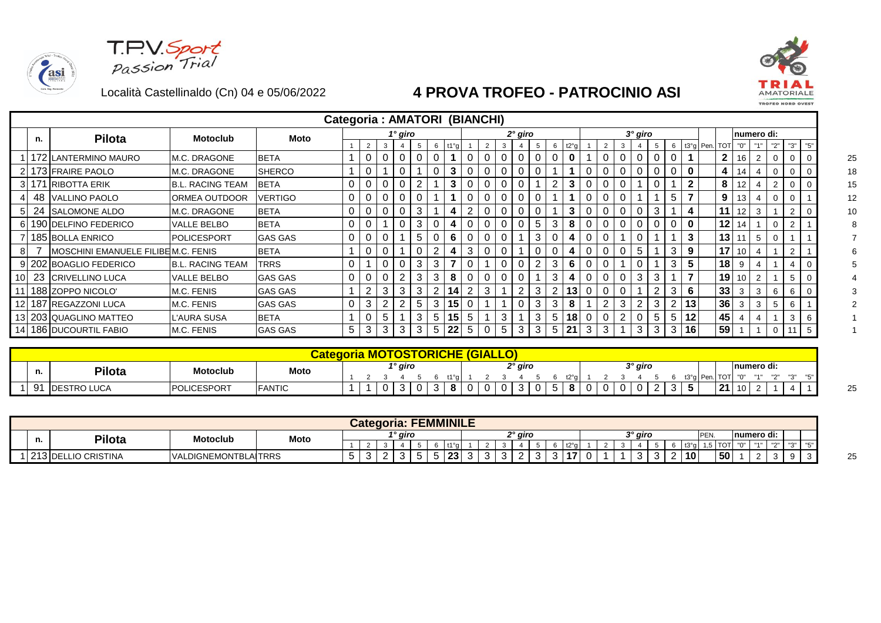T.P.V. Sport Passion Trial

Località Castellinaldo (Cn) 04 e 05/06/2022

# 4 PROVA TROFEO - PATROCINIO ASI

## Categoria : AMATORI (BIANCHI)

| | n. | Pilota | Motoclub | Moto | 1° giro 1 | 2 | 3 | 4 | 5 | 6 | t1°g | 2° giro 1 | 2 | 3 | 4 | 5 | 6 | t2°g | 3° giro 1 | 2 | 3 | 4 | 5 | 6 | t3°g | Pen. | TOT | numero di: "0" | "1" | "2" | "3" | "5" | |
|---|---|---|---|---|---|---|---|---|---|---|---|---|---|---|---|---|---|---|---|---|---|---|---|---|---|---|---|---|---|---|---|---|---|
| 1 | 172 | LANTERMINO MAURO | M.C. DRAGONE | BETA | 1 | 0 | 0 | 0 | 0 | 0 | 1 | 0 | 0 | 0 | 0 | 0 | 0 | 0 | 1 | 0 | 0 | 0 | 0 | 0 | 1 | | 2 | 16 | 2 | 0 | 0 | 0 | 25 |
| 2 | 173 | FRAIRE PAOLO | M.C. DRAGONE | SHERCO | 1 | 0 | 1 | 0 | 1 | 0 | 3 | 0 | 0 | 0 | 0 | 0 | 1 | 1 | 0 | 0 | 0 | 0 | 0 | 0 | 0 | | 4 | 14 | 4 | 0 | 0 | 0 | 18 |
| 3 | 171 | RIBOTTA ERIK | B.L. RACING TEAM | BETA | 0 | 0 | 0 | 0 | 2 | 1 | 3 | 0 | 0 | 0 | 0 | 1 | 2 | 3 | 0 | 0 | 0 | 1 | 0 | 1 | 2 | | 8 | 12 | 4 | 2 | 0 | 0 | 15 |
| 4 | 48 | VALLINO PAOLO | ORMEA OUTDOOR | VERTIGO | 0 | 0 | 0 | 0 | 0 | 1 | 1 | 0 | 0 | 0 | 0 | 0 | 1 | 1 | 0 | 0 | 0 | 1 | 1 | 5 | 7 | | 9 | 13 | 4 | 0 | 0 | 1 | 12 |
| 5 | 24 | SALOMONE ALDO | M.C. DRAGONE | BETA | 0 | 0 | 0 | 0 | 3 | 1 | 4 | 2 | 0 | 0 | 0 | 0 | 1 | 3 | 0 | 0 | 0 | 0 | 3 | 1 | 4 | | 11 | 12 | 3 | 1 | 2 | 0 | 10 |
| 6 | 190 | DELFINO FEDERICO | VALLE BELBO | BETA | 0 | 0 | 1 | 0 | 3 | 0 | 4 | 0 | 0 | 0 | 0 | 5 | 3 | 8 | 0 | 0 | 0 | 0 | 0 | 0 | 0 | | 12 | 14 | 1 | 0 | 2 | 1 | 8 |
| 7 | 185 | BOLLA ENRICO | POLICESPORT | GAS GAS | 0 | 0 | 0 | 1 | 5 | 0 | 6 | 0 | 0 | 0 | 1 | 3 | 0 | 4 | 0 | 0 | 1 | 0 | 1 | 1 | 3 | | 13 | 11 | 5 | 0 | 1 | 1 | 7 |
| 8 | 7 | MOSCHINI EMANUELE FILIBE | M.C. FENIS | BETA | 1 | 0 | 0 | 1 | 0 | 2 | 4 | 3 | 0 | 0 | 1 | 0 | 0 | 4 | 0 | 0 | 0 | 5 | 1 | 3 | 9 | | 17 | 10 | 4 | 1 | 2 | 1 | 6 |
| 9 | 202 | BOAGLIO FEDERICO | B.L. RACING TEAM | TRRS | 0 | 1 | 0 | 0 | 3 | 3 | 7 | 0 | 1 | 0 | 0 | 2 | 3 | 6 | 0 | 0 | 1 | 0 | 1 | 3 | 5 | | 18 | 9 | 4 | 1 | 4 | 0 | 5 |
| 10 | 23 | CRIVELLINO LUCA | VALLE BELBO | GAS GAS | 0 | 0 | 0 | 2 | 3 | 3 | 8 | 0 | 0 | 0 | 0 | 1 | 3 | 4 | 0 | 0 | 0 | 3 | 3 | 1 | 7 | | 19 | 10 | 2 | 1 | 5 | 0 | 4 |
| 11 | 188 | ZOPPO NICOLO' | M.C. FENIS | GAS GAS | 1 | 2 | 3 | 3 | 3 | 2 | 14 | 2 | 3 | 1 | 2 | 3 | 2 | 13 | 0 | 0 | 0 | 1 | 2 | 3 | 6 | | 33 | 3 | 3 | 6 | 6 | 0 | 3 |
| 12 | 187 | REGAZZONI LUCA | M.C. FENIS | GAS GAS | 0 | 3 | 2 | 2 | 5 | 3 | 15 | 0 | 1 | 1 | 0 | 3 | 3 | 8 | 1 | 2 | 3 | 2 | 3 | 2 | 13 | | 36 | 3 | 3 | 5 | 6 | 1 | 2 |
| 13 | 203 | QUAGLINO MATTEO | L'AURA SUSA | BETA | 1 | 0 | 5 | 1 | 3 | 5 | 15 | 5 | 1 | 3 | 1 | 3 | 5 | 18 | 0 | 0 | 2 | 0 | 5 | 5 | 12 | | 45 | 4 | 4 | 1 | 3 | 6 | 1 |
| 14 | 186 | DUCOURTIL FABIO | M.C. FENIS | GAS GAS | 5 | 3 | 3 | 3 | 3 | 5 | 22 | 5 | 0 | 5 | 3 | 3 | 5 | 21 | 3 | 3 | 1 | 3 | 3 | 3 | 16 | | 59 | 1 | 1 | 0 | 11 | 5 | 1 |

## Categoria MOTOSTORICHE (GIALLO)

| | n. | Pilota | Motoclub | Moto | 1° giro 1 | 2 | 3 | 4 | 5 | 6 | t1°g | 2° giro 1 | 2 | 3 | 4 | 5 | 6 | t2°g | 3° giro 1 | 2 | 3 | 4 | 5 | 6 | t3°g | Pen. | TOT | numero di: "0" | "1" | "2" | "3" | "5" | |
|---|---|---|---|---|---|---|---|---|---|---|---|---|---|---|---|---|---|---|---|---|---|---|---|---|---|---|---|---|---|---|---|---|---|
| 1 | 91 | DESTRO LUCA | POLICESPORT | FANTIC | 1 | 1 | 0 | 3 | 0 | 3 | 8 | 0 | 0 | 0 | 3 | 0 | 5 | 8 | 0 | 0 | 0 | 0 | 2 | 3 | 5 | | 21 | 10 | 2 | 1 | 4 | 1 | 25 |

## Categoria: FEMMINILE

| | n. | Pilota | Motoclub | Moto | 1° giro 1 | 2 | 3 | 4 | 5 | 6 | t1°g | 2° giro 1 | 2 | 3 | 4 | 5 | 6 | t2°g | 3° giro 1 | 2 | 3 | 4 | 5 | 6 | t3°g | PEN. 1,5 | TOT | numero di: "0" | "1" | "2" | "3" | "5" | |
|---|---|---|---|---|---|---|---|---|---|---|---|---|---|---|---|---|---|---|---|---|---|---|---|---|---|---|---|---|---|---|---|---|---|
| 1 | 213 | DELLIO CRISTINA | VALDIGNEMONTBLA | TRRS | 5 | 3 | 2 | 3 | 5 | 5 | 23 | 3 | 3 | 3 | 2 | 3 | 3 | 17 | 0 | 1 | 1 | 3 | 3 | 2 | 10 | | 50 | 1 | 2 | 3 | 9 | 3 | 25 |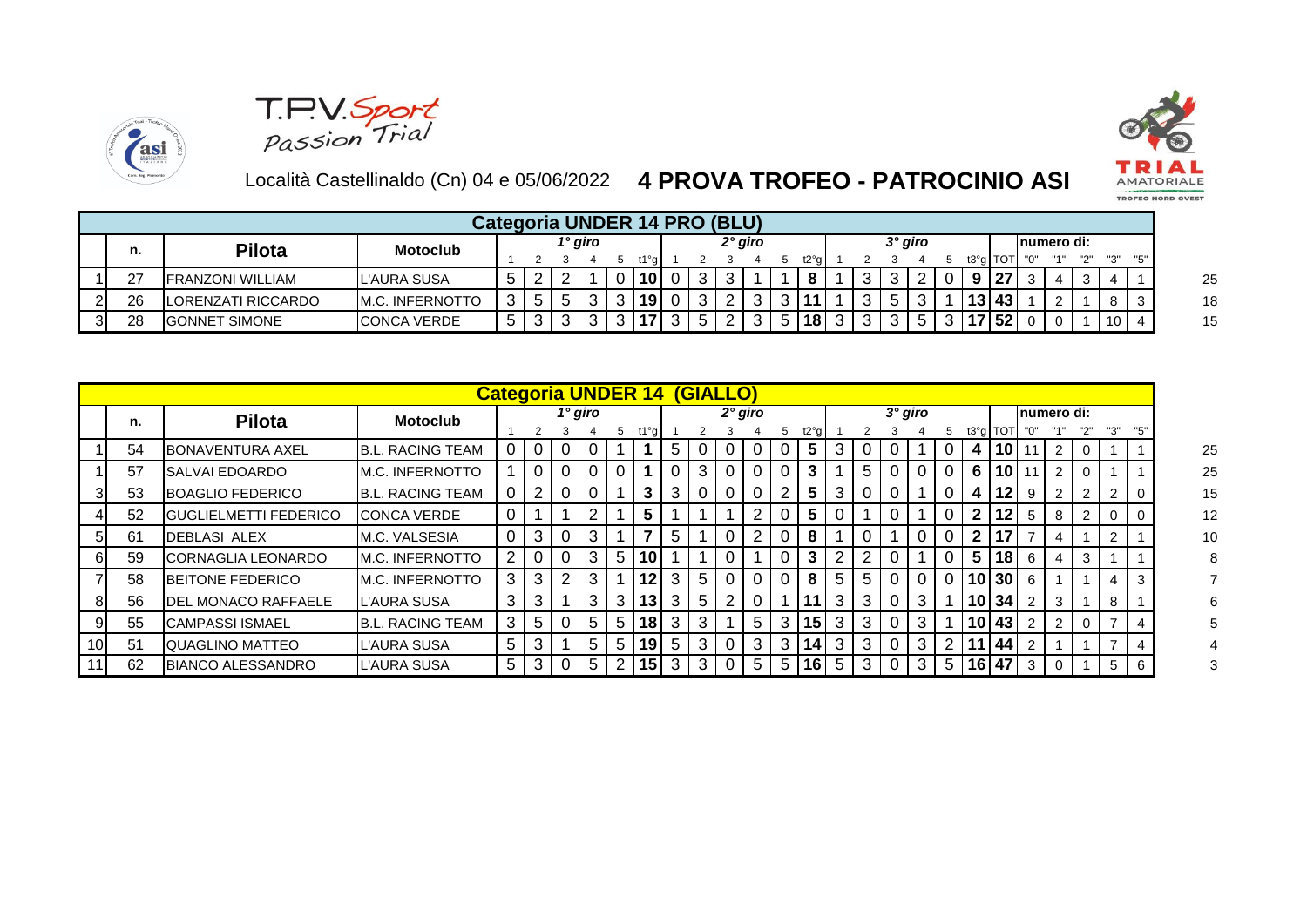T.P.V. Sport Passion Trial

Località Castellinaldo (Cn) 04 e 05/06/2022 **4 PROVA TROFEO - PATROCINIO ASI**

TRIAL AMATORIALE TROFEO NORD OVEST

| | n. | Pilota | Motoclub | 1° giro | | | | | | 2° giro | | | | | | 3° giro | | | | | | | numero di: | | | | | |
|---|---|---|---|---|---|---|---|---|---|---|---|---|---|---|---|---|---|---|---|---|---|---|---|---|---|---|---|---|
| **Categoria UNDER 14 PRO (BLU)** | | | | 1 | 2 | 3 | 4 | 5 | t1°g | 1 | 2 | 3 | 4 | 5 | t2°g | 1 | 2 | 3 | 4 | 5 | t3°g | TOT | "0" | "1" | "2" | "3" | "5" | |
| 1 | 27 | FRANZONI WILLIAM | L'AURA SUSA | 5 | 2 | 2 | 1 | 0 | 10 | 0 | 3 | 3 | 1 | 1 | 8 | 1 | 3 | 3 | 2 | 0 | 9 | 27 | 3 | 4 | 3 | 4 | 1 | 25 |
| 2 | 26 | LORENZATI RICCARDO | M.C. INFERNOTTO | 3 | 5 | 5 | 3 | 3 | 19 | 0 | 3 | 2 | 3 | 3 | 11 | 1 | 3 | 5 | 3 | 1 | 13 | 43 | 1 | 2 | 1 | 8 | 3 | 18 |
| 3 | 28 | GONNET SIMONE | CONCA VERDE | 5 | 3 | 3 | 3 | 3 | 17 | 3 | 5 | 2 | 3 | 5 | 18 | 3 | 3 | 3 | 5 | 3 | 17 | 52 | 0 | 0 | 1 | 10 | 4 | 15 |

| | n. | Pilota | Motoclub | 1° giro | | | | | | 2° giro | | | | | | 3° giro | | | | | | | numero di: | | | | | |
|---|---|---|---|---|---|---|---|---|---|---|---|---|---|---|---|---|---|---|---|---|---|---|---|---|---|---|---|---|
| **Categoria UNDER 14 (GIALLO)** | | | | 1 | 2 | 3 | 4 | 5 | t1°g | 1 | 2 | 3 | 4 | 5 | t2°g | 1 | 2 | 3 | 4 | 5 | t3°g | TOT | "0" | "1" | "2" | "3" | "5" | |
| 1 | 54 | BONAVENTURA AXEL | B.L. RACING TEAM | 0 | 0 | 0 | 0 | 1 | 1 | 5 | 0 | 0 | 0 | 0 | 5 | 3 | 0 | 0 | 1 | 0 | 4 | 10 | 11 | 2 | 0 | 1 | 1 | 25 |
| 1 | 57 | SALVAI EDOARDO | M.C. INFERNOTTO | 1 | 0 | 0 | 0 | 0 | 1 | 0 | 3 | 0 | 0 | 0 | 3 | 1 | 5 | 0 | 0 | 0 | 6 | 10 | 11 | 2 | 0 | 1 | 1 | 25 |
| 3 | 53 | BOAGLIO FEDERICO | B.L. RACING TEAM | 0 | 2 | 0 | 0 | 1 | 3 | 3 | 0 | 0 | 0 | 2 | 5 | 3 | 0 | 0 | 1 | 0 | 4 | 12 | 9 | 2 | 2 | 2 | 0 | 15 |
| 4 | 52 | GUGLIELMETTI FEDERICO | CONCA VERDE | 0 | 1 | 1 | 2 | 1 | 5 | 1 | 1 | 1 | 2 | 0 | 5 | 0 | 1 | 0 | 1 | 0 | 2 | 12 | 5 | 8 | 2 | 0 | 0 | 12 |
| 5 | 61 | DEBLASI ALEX | M.C. VALSESIA | 0 | 3 | 0 | 3 | 1 | 7 | 5 | 1 | 0 | 2 | 0 | 8 | 1 | 0 | 1 | 0 | 0 | 2 | 17 | 7 | 4 | 1 | 2 | 1 | 10 |
| 6 | 59 | CORNAGLIA LEONARDO | M.C. INFERNOTTO | 2 | 0 | 0 | 3 | 5 | 10 | 1 | 1 | 0 | 1 | 0 | 3 | 2 | 2 | 0 | 1 | 0 | 5 | 18 | 6 | 4 | 3 | 1 | 1 | 8 |
| 7 | 58 | BEITONE FEDERICO | M.C. INFERNOTTO | 3 | 3 | 2 | 3 | 1 | 12 | 3 | 5 | 0 | 0 | 0 | 8 | 5 | 5 | 0 | 0 | 0 | 10 | 30 | 6 | 1 | 1 | 4 | 3 | 7 |
| 8 | 56 | DEL MONACO RAFFAELE | L'AURA SUSA | 3 | 3 | 1 | 3 | 3 | 13 | 3 | 5 | 2 | 0 | 1 | 11 | 3 | 3 | 0 | 3 | 1 | 10 | 34 | 2 | 3 | 1 | 8 | 1 | 6 |
| 9 | 55 | CAMPASSI ISMAEL | B.L. RACING TEAM | 3 | 5 | 0 | 5 | 5 | 18 | 3 | 3 | 1 | 5 | 3 | 15 | 3 | 3 | 0 | 3 | 1 | 10 | 43 | 2 | 2 | 0 | 7 | 4 | 5 |
| 10 | 51 | QUAGLINO MATTEO | L'AURA SUSA | 5 | 3 | 1 | 5 | 5 | 19 | 5 | 3 | 0 | 3 | 3 | 14 | 3 | 3 | 0 | 3 | 2 | 11 | 44 | 2 | 1 | 1 | 7 | 4 | 4 |
| 11 | 62 | BIANCO ALESSANDRO | L'AURA SUSA | 5 | 3 | 0 | 5 | 2 | 15 | 3 | 3 | 0 | 5 | 5 | 16 | 5 | 3 | 0 | 3 | 5 | 16 | 47 | 3 | 0 | 1 | 5 | 6 | 3 |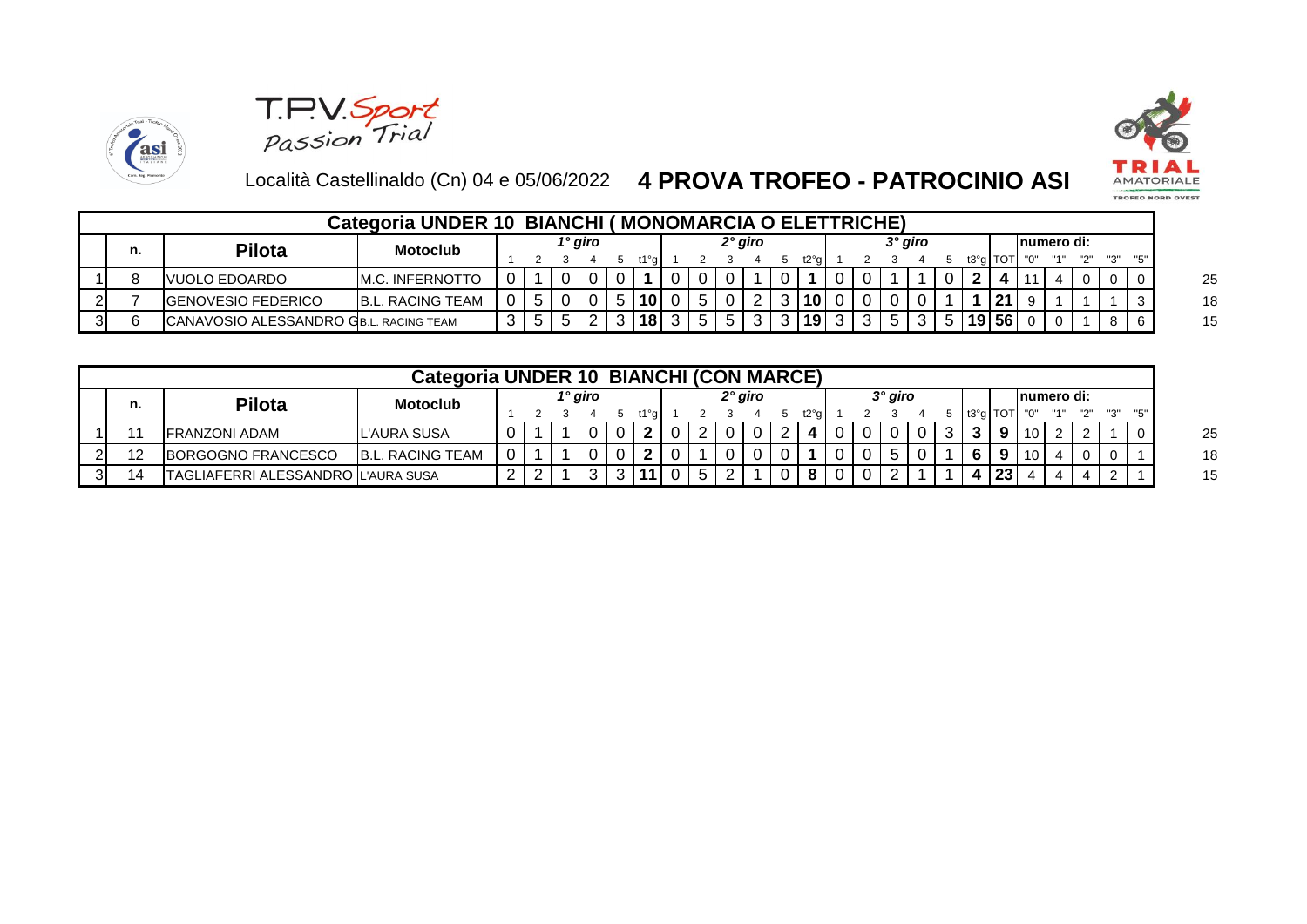T.P.V. Sport Passion Trial

TRIAL AMATORIALE TROFEO NORD OVEST

Località Castellinaldo (Cn) 04 e 05/06/2022 **4 PROVA TROFEO - PATROCINIO ASI**

## Categoria UNDER 10 BIANCHI ( MONOMARCIA O ELETTRICHE)

| | n. | Pilota | Motoclub | 1° giro 1 | 2 | 3 | 4 | 5 | t1°g | 2° giro 1 | 2 | 3 | 4 | 5 | t2°g | 3° giro 1 | 2 | 3 | 4 | 5 | t3°g | TOT | numero di: "0" | "1" | "2" | "3" | "5" | |
|---|---|---|---|---|---|---|---|---|---|---|---|---|---|---|---|---|---|---|---|---|---|---|---|---|---|---|---|---|
| 1 | 8 | VUOLO EDOARDO | M.C. INFERNOTTO | 0 | 1 | 0 | 0 | 0 | **1** | 0 | 0 | 0 | 1 | 0 | **1** | 0 | 0 | 1 | 1 | 0 | **2** | **4** | 11 | 4 | 0 | 0 | 0 | 25 |
| 2 | 7 | GENOVESIO FEDERICO | B.L. RACING TEAM | 0 | 5 | 0 | 0 | 5 | **10** | 0 | 5 | 0 | 2 | 3 | **10** | 0 | 0 | 0 | 0 | 1 | **1** | **21** | 9 | 1 | 1 | 1 | 3 | 18 |
| 3 | 6 | CANAVOSIO ALESSANDRO G | B.L. RACING TEAM | 3 | 5 | 5 | 2 | 3 | **18** | 3 | 5 | 5 | 3 | 3 | **19** | 3 | 3 | 5 | 3 | 5 | **19** | **56** | 0 | 0 | 1 | 8 | 6 | 15 |

## Categoria UNDER 10 BIANCHI (CON MARCE)

| | n. | Pilota | Motoclub | 1° giro 1 | 2 | 3 | 4 | 5 | t1°g | 2° giro 1 | 2 | 3 | 4 | 5 | t2°g | 3° giro 1 | 2 | 3 | 4 | 5 | t3°g | TOT | numero di: "0" | "1" | "2" | "3" | "5" | |
|---|---|---|---|---|---|---|---|---|---|---|---|---|---|---|---|---|---|---|---|---|---|---|---|---|---|---|---|---|
| 1 | 11 | FRANZONI ADAM | L'AURA SUSA | 0 | 1 | 1 | 0 | 0 | **2** | 0 | 2 | 0 | 0 | 2 | **4** | 0 | 0 | 0 | 0 | 3 | **3** | **9** | 10 | 2 | 2 | 1 | 0 | 25 |
| 2 | 12 | BORGOGNO FRANCESCO | B.L. RACING TEAM | 0 | 1 | 1 | 0 | 0 | **2** | 0 | 1 | 0 | 0 | 0 | **1** | 0 | 0 | 5 | 0 | 1 | **6** | **9** | 10 | 4 | 0 | 0 | 1 | 18 |
| 3 | 14 | TAGLIAFERRI ALESSANDRO | L'AURA SUSA | 2 | 2 | 1 | 3 | 3 | **11** | 0 | 5 | 2 | 1 | 0 | **8** | 0 | 0 | 2 | 1 | 1 | **4** | **23** | 4 | 4 | 4 | 2 | 1 | 15 |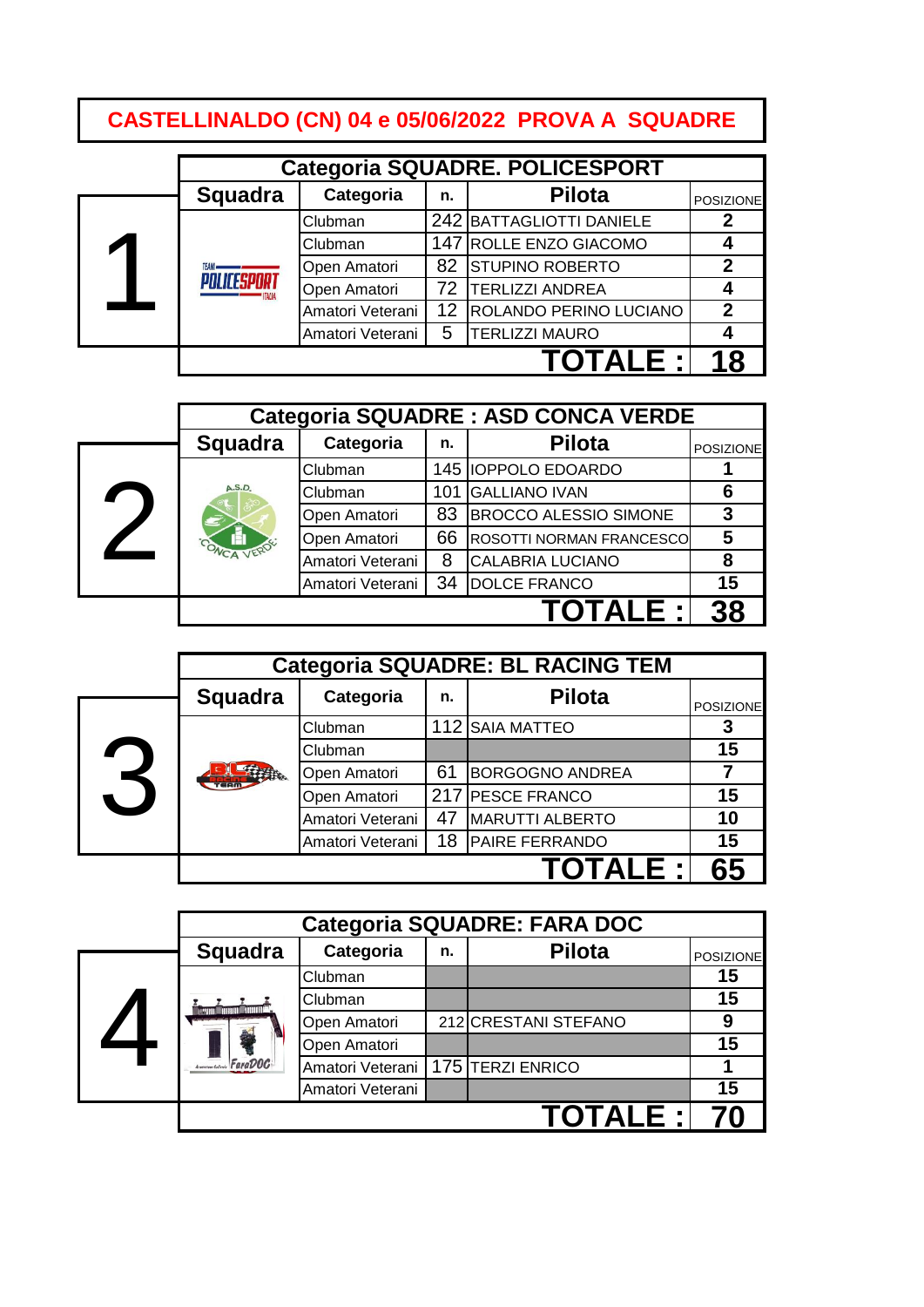# CASTELLINALDO (CN) 04 e 05/06/2022 PROVA A SQUADRE

## 1

| Categoria SQUADRE. POLICESPORT | | | | |
|---|---|---|---|---|
| Squadra | Categoria | n. | Pilota | POSIZIONE |
| | Clubman | 242 | BATTAGLIOTTI DANIELE | 2 |
| | Clubman | 147 | ROLLE ENZO GIACOMO | 4 |
| | Open Amatori | 82 | STUPINO ROBERTO | 2 |
| | Open Amatori | 72 | TERLIZZI ANDREA | 4 |
| | Amatori Veterani | 12 | ROLANDO PERINO LUCIANO | 2 |
| | Amatori Veterani | 5 | TERLIZZI MAURO | 4 |
| | | | **TOTALE :** | **18** |

## 2

| Categoria SQUADRE : ASD CONCA VERDE | | | | |
|---|---|---|---|---|
| Squadra | Categoria | n. | Pilota | POSIZIONE |
| | Clubman | 145 | IOPPOLO EDOARDO | 1 |
| | Clubman | 101 | GALLIANO IVAN | 6 |
| | Open Amatori | 83 | BROCCO ALESSIO SIMONE | 3 |
| | Open Amatori | 66 | ROSOTTI NORMAN FRANCESCO | 5 |
| | Amatori Veterani | 8 | CALABRIA LUCIANO | 8 |
| | Amatori Veterani | 34 | DOLCE FRANCO | 15 |
| | | | **TOTALE :** | **38** |

## 3

| Categoria SQUADRE: BL RACING TEM | | | | |
|---|---|---|---|---|
| Squadra | Categoria | n. | Pilota | POSIZIONE |
| | Clubman | 112 | SAIA MATTEO | 3 |
| | Clubman | | | 15 |
| | Open Amatori | 61 | BORGOGNO ANDREA | 7 |
| | Open Amatori | 217 | PESCE FRANCO | 15 |
| | Amatori Veterani | 47 | MARUTTI ALBERTO | 10 |
| | Amatori Veterani | 18 | PAIRE FERRANDO | 15 |
| | | | **TOTALE :** | **65** |

## 4

| Categoria SQUADRE: FARA DOC | | | | |
|---|---|---|---|---|
| Squadra | Categoria | n. | Pilota | POSIZIONE |
| | Clubman | | | 15 |
| | Clubman | | | 15 |
| | Open Amatori | 212 | CRESTANI STEFANO | 9 |
| | Open Amatori | | | 15 |
| | Amatori Veterani | 175 | TERZI ENRICO | 1 |
| | Amatori Veterani | | | 15 |
| | | | **TOTALE :** | **70** |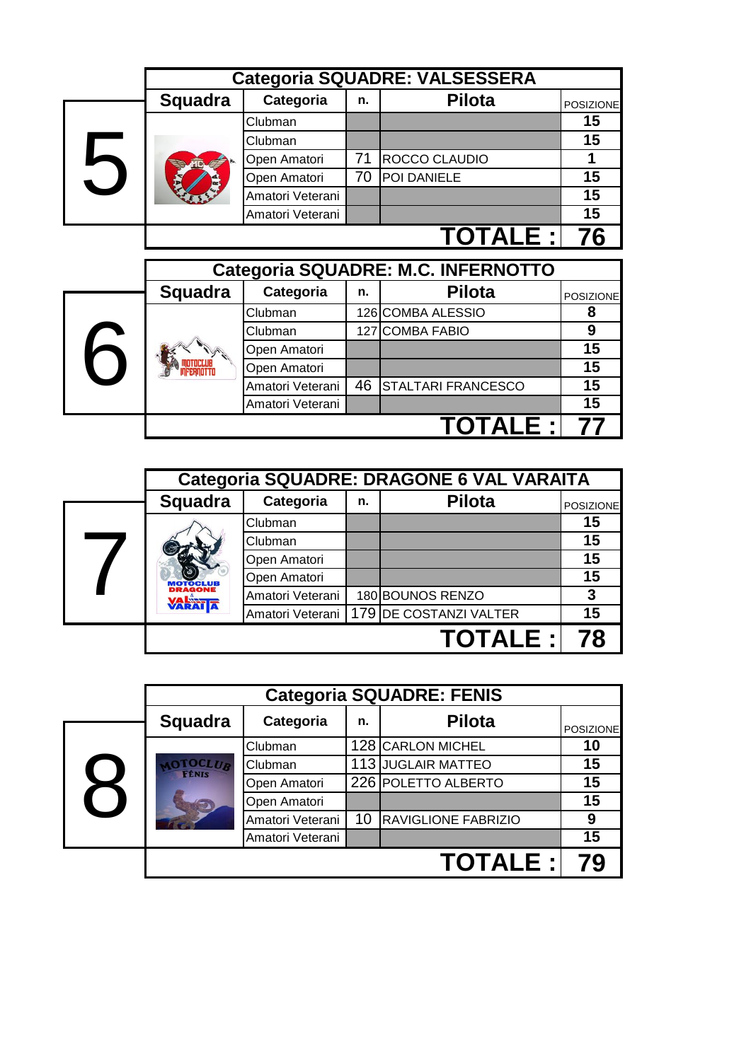## Categoria SQUADRE: VALSESSERA

| 5 | Squadra | Categoria | n. | Pilota | POSIZIONE |
|---|---|---|---|---|---|
| | | Clubman | | | 15 |
| | | Clubman | | | 15 |
| | | Open Amatori | 71 | ROCCO CLAUDIO | 1 |
| | | Open Amatori | 70 | POI DANIELE | 15 |
| | | Amatori Veterani | | | 15 |
| | | Amatori Veterani | | | 15 |
| | | | | **TOTALE :** | **76** |

## Categoria SQUADRE: M.C. INFERNOTTO

| 6 | Squadra | Categoria | n. | Pilota | POSIZIONE |
|---|---|---|---|---|---|
| | | Clubman | 126 | COMBA ALESSIO | 8 |
| | | Clubman | 127 | COMBA FABIO | 9 |
| | | Open Amatori | | | 15 |
| | | Open Amatori | | | 15 |
| | | Amatori Veterani | 46 | STALTARI FRANCESCO | 15 |
| | | Amatori Veterani | | | 15 |
| | | | | **TOTALE :** | **77** |

## Categoria SQUADRE: DRAGONE 6 VAL VARAITA

| 7 | Squadra | Categoria | n. | Pilota | POSIZIONE |
|---|---|---|---|---|---|
| | | Clubman | | | 15 |
| | | Clubman | | | 15 |
| | | Open Amatori | | | 15 |
| | | Open Amatori | | | 15 |
| | | Amatori Veterani | 180 | BOUNOS RENZO | 3 |
| | | Amatori Veterani | 179 | DE COSTANZI VALTER | 15 |
| | | | | **TOTALE :** | **78** |

## Categoria SQUADRE: FENIS

| 8 | Squadra | Categoria | n. | Pilota | POSIZIONE |
|---|---|---|---|---|---|
| | | Clubman | 128 | CARLON MICHEL | 10 |
| | | Clubman | 113 | JUGLAIR MATTEO | 15 |
| | | Open Amatori | 226 | POLETTO ALBERTO | 15 |
| | | Open Amatori | | | 15 |
| | | Amatori Veterani | 10 | RAVIGLIONE FABRIZIO | 9 |
| | | Amatori Veterani | | | 15 |
| | | | | **TOTALE :** | **79** |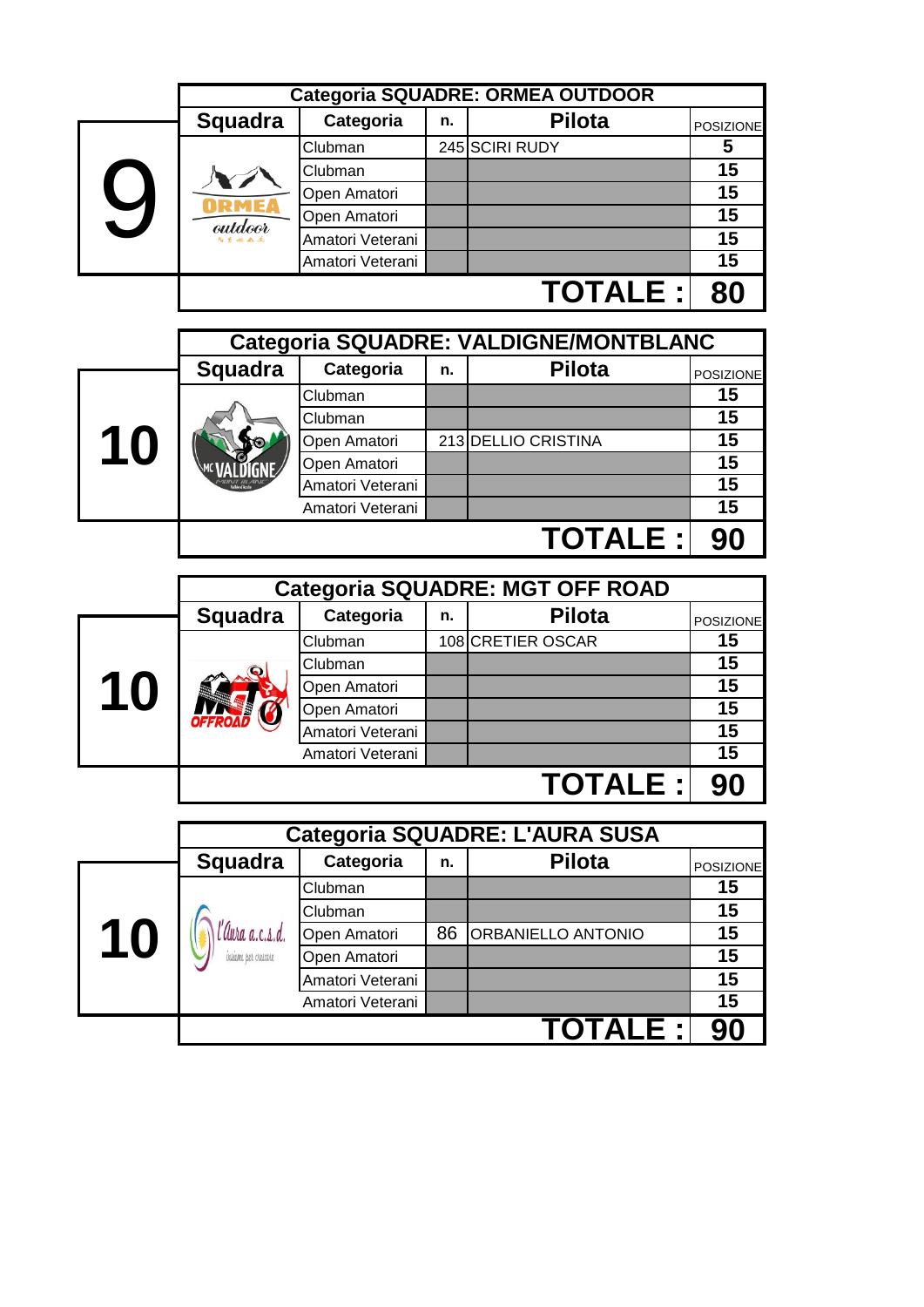## Categoria SQUADRE: ORMEA OUTDOOR

**9**

| Squadra | Categoria | n. | Pilota | POSIZIONE |
|---|---|---|---|---|
| | Clubman | 245 | SCIRI RUDY | 5 |
| | Clubman | | | 15 |
| | Open Amatori | | | 15 |
| | Open Amatori | | | 15 |
| | Amatori Veterani | | | 15 |
| | Amatori Veterani | | | 15 |
| | | | **TOTALE :** | **80** |

## Categoria SQUADRE: VALDIGNE/MONTBLANC

**10**

| Squadra | Categoria | n. | Pilota | POSIZIONE |
|---|---|---|---|---|
| | Clubman | | | 15 |
| | Clubman | | | 15 |
| | Open Amatori | 213 | DELLIO CRISTINA | 15 |
| | Open Amatori | | | 15 |
| | Amatori Veterani | | | 15 |
| | Amatori Veterani | | | 15 |
| | | | **TOTALE :** | **90** |

## Categoria SQUADRE: MGT OFF ROAD

**10**

| Squadra | Categoria | n. | Pilota | POSIZIONE |
|---|---|---|---|---|
| | Clubman | 108 | CRETIER OSCAR | 15 |
| | Clubman | | | 15 |
| | Open Amatori | | | 15 |
| | Open Amatori | | | 15 |
| | Amatori Veterani | | | 15 |
| | Amatori Veterani | | | 15 |
| | | | **TOTALE :** | **90** |

## Categoria SQUADRE: L'AURA SUSA

**10**

| Squadra | Categoria | n. | Pilota | POSIZIONE |
|---|---|---|---|---|
| | Clubman | | | 15 |
| | Clubman | | | 15 |
| | Open Amatori | 86 | ORBANIELLO ANTONIO | 15 |
| | Open Amatori | | | 15 |
| | Amatori Veterani | | | 15 |
| | Amatori Veterani | | | 15 |
| | | | **TOTALE :** | **90** |